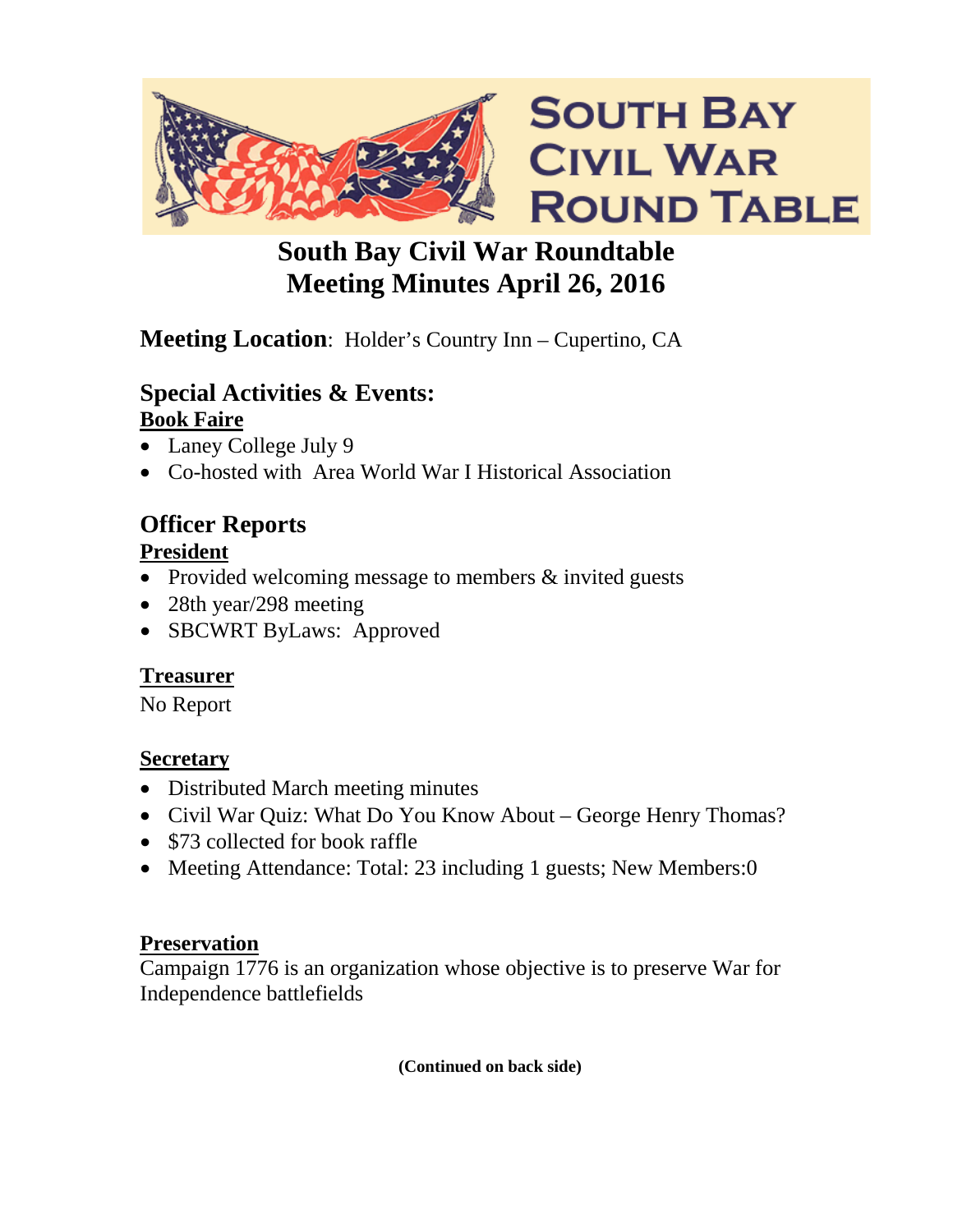SOUTH BAY CIVIL WAR ROUND TABLE

# South Bay Civil War Roundtable
# Meeting Minutes April 26, 2016

**Meeting Location**: Holder's Country Inn – Cupertino, CA

## Special Activities & Events:

**Book Faire**

- Laney College July 9
- Co-hosted with Area World War I Historical Association

## Officer Reports

**President**

- Provided welcoming message to members & invited guests
- 28th year/298 meeting
- SBCWRT ByLaws: Approved

**Treasurer**

No Report

**Secretary**

- Distributed March meeting minutes
- Civil War Quiz: What Do You Know About – George Henry Thomas?
- $73 collected for book raffle
- Meeting Attendance: Total: 23 including 1 guests; New Members:0

**Preservation**

Campaign 1776 is an organization whose objective is to preserve War for Independence battlefields

**(Continued on back side)**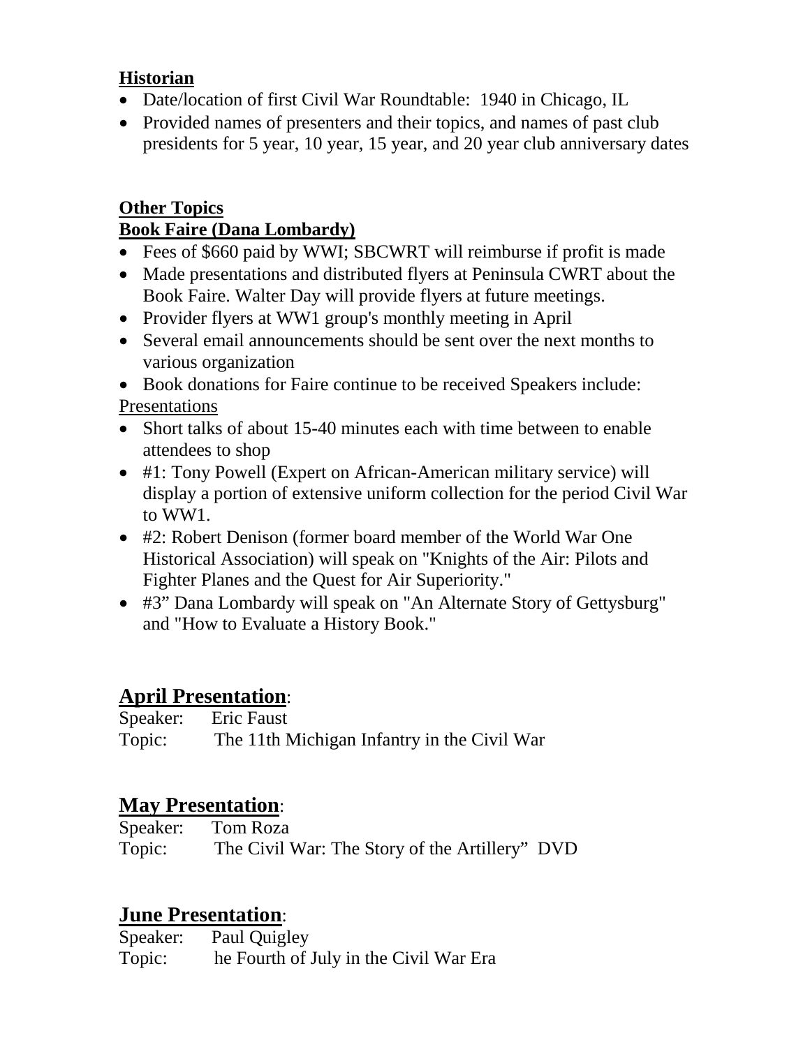**Historian**

- Date/location of first Civil War Roundtable: 1940 in Chicago, IL
- Provided names of presenters and their topics, and names of past club presidents for 5 year, 10 year, 15 year, and 20 year club anniversary dates

**Other Topics**

**Book Faire (Dana Lombardy)**

- Fees of $660 paid by WWI; SBCWRT will reimburse if profit is made
- Made presentations and distributed flyers at Peninsula CWRT about the Book Faire. Walter Day will provide flyers at future meetings.
- Provider flyers at WW1 group's monthly meeting in April
- Several email announcements should be sent over the next months to various organization
- Book donations for Faire continue to be received Speakers include:

Presentations

- Short talks of about 15-40 minutes each with time between to enable attendees to shop
- #1: Tony Powell (Expert on African-American military service) will display a portion of extensive uniform collection for the period Civil War to WW1.
- #2: Robert Denison (former board member of the World War One Historical Association) will speak on "Knights of the Air: Pilots and Fighter Planes and the Quest for Air Superiority."
- #3" Dana Lombardy will speak on "An Alternate Story of Gettysburg" and "How to Evaluate a History Book."

## **April Presentation**:

Speaker: Eric Faust
Topic: The 11th Michigan Infantry in the Civil War

## **May Presentation**:

Speaker: Tom Roza
Topic: The Civil War: The Story of the Artillery" DVD

## **June Presentation**:

Speaker: Paul Quigley
Topic: he Fourth of July in the Civil War Era